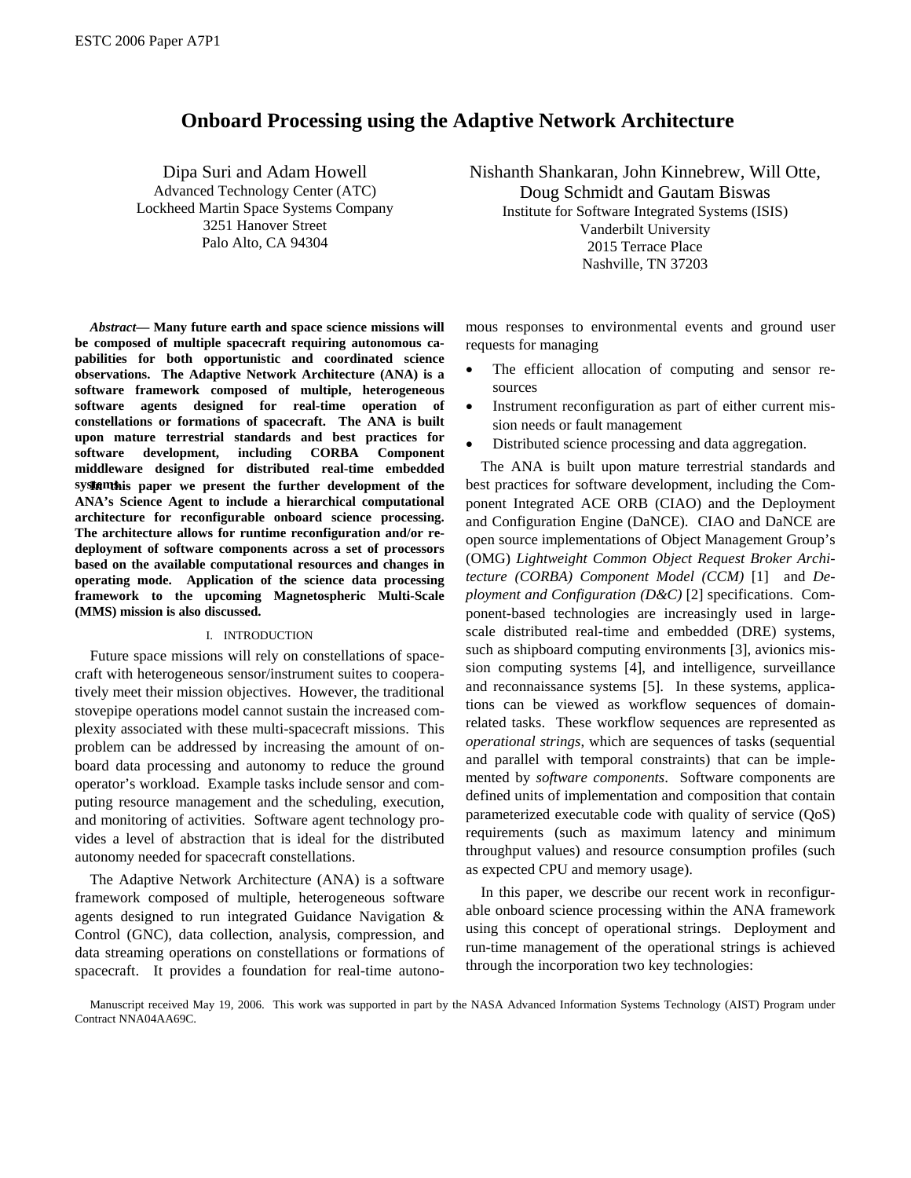# Onboard Processing using the Adaptive Network Architecture

Dipa Suri and Adam Howell
Advanced Technology Center (ATC)
Lockheed Martin Space Systems Company
3251 Hanover Street
Palo Alto, CA 94304

Nishanth Shankaran, John Kinnebrew, Will Otte, Doug Schmidt and Gautam Biswas
Institute for Software Integrated Systems (ISIS)
Vanderbilt University
2015 Terrace Place
Nashville, TN 37203

***Abstract*— Many future earth and space science missions will be composed of multiple spacecraft requiring autonomous capabilities for both opportunistic and coordinated science observations. The Adaptive Network Architecture (ANA) is a software framework composed of multiple, heterogeneous software agents designed for real-time operation of constellations or formations of spacecraft. The ANA is built upon mature terrestrial standards and best practices for software development, including CORBA Component middleware designed for distributed real-time embedded systems. In this paper we present the further development of the ANA's Science Agent to include a hierarchical computational architecture for reconfigurable onboard science processing. The architecture allows for runtime reconfiguration and/or redeployment of software components across a set of processors based on the available computational resources and changes in operating mode. Application of the science data processing framework to the upcoming Magnetospheric Multi-Scale (MMS) mission is also discussed.**

## I. INTRODUCTION

Future space missions will rely on constellations of spacecraft with heterogeneous sensor/instrument suites to cooperatively meet their mission objectives. However, the traditional stovepipe operations model cannot sustain the increased complexity associated with these multi-spacecraft missions. This problem can be addressed by increasing the amount of onboard data processing and autonomy to reduce the ground operator's workload. Example tasks include sensor and computing resource management and the scheduling, execution, and monitoring of activities. Software agent technology provides a level of abstraction that is ideal for the distributed autonomy needed for spacecraft constellations.

The Adaptive Network Architecture (ANA) is a software framework composed of multiple, heterogeneous software agents designed to run integrated Guidance Navigation & Control (GNC), data collection, analysis, compression, and data streaming operations on constellations or formations of spacecraft. It provides a foundation for real-time autonomous responses to environmental events and ground user requests for managing

- The efficient allocation of computing and sensor resources
- Instrument reconfiguration as part of either current mission needs or fault management
- Distributed science processing and data aggregation.

The ANA is built upon mature terrestrial standards and best practices for software development, including the Component Integrated ACE ORB (CIAO) and the Deployment and Configuration Engine (DaNCE). CIAO and DaNCE are open source implementations of Object Management Group's (OMG) *Lightweight Common Object Request Broker Architecture (CORBA) Component Model (CCM)* [1] and *Deployment and Configuration (D&C)* [2] specifications. Component-based technologies are increasingly used in large-scale distributed real-time and embedded (DRE) systems, such as shipboard computing environments [3], avionics mission computing systems [4], and intelligence, surveillance and reconnaissance systems [5]. In these systems, applications can be viewed as workflow sequences of domain-related tasks. These workflow sequences are represented as *operational strings*, which are sequences of tasks (sequential and parallel with temporal constraints) that can be implemented by *software components*. Software components are defined units of implementation and composition that contain parameterized executable code with quality of service (QoS) requirements (such as maximum latency and minimum throughput values) and resource consumption profiles (such as expected CPU and memory usage).

In this paper, we describe our recent work in reconfigurable onboard science processing within the ANA framework using this concept of operational strings. Deployment and run-time management of the operational strings is achieved through the incorporation two key technologies:

Manuscript received May 19, 2006. This work was supported in part by the NASA Advanced Information Systems Technology (AIST) Program under Contract NNA04AA69C.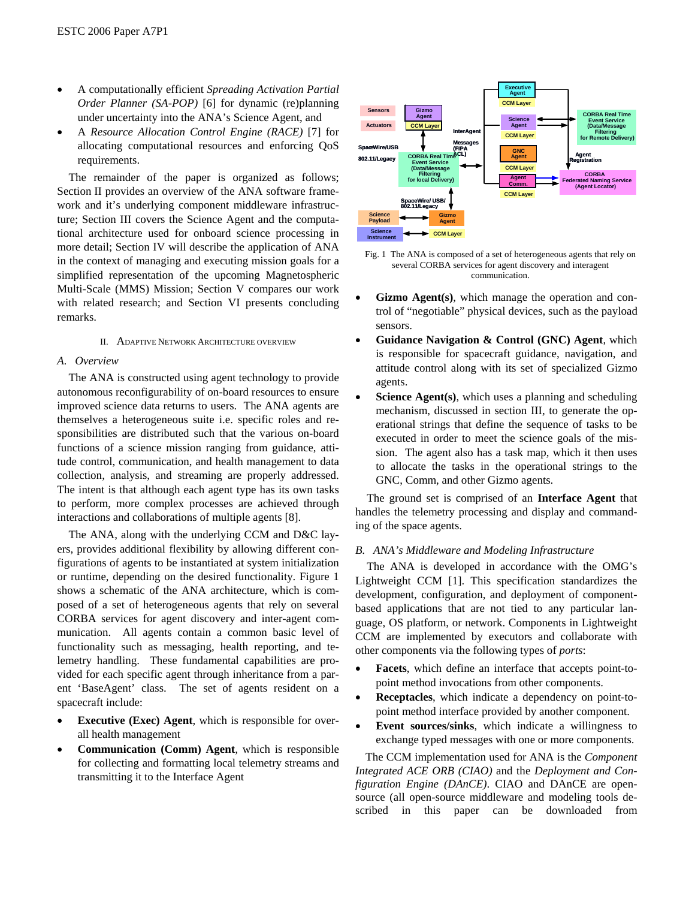- A computationally efficient *Spreading Activation Partial Order Planner (SA-POP)* [6] for dynamic (re)planning under uncertainty into the ANA's Science Agent, and
- A *Resource Allocation Control Engine (RACE)* [7] for allocating computational resources and enforcing QoS requirements.

The remainder of the paper is organized as follows; Section II provides an overview of the ANA software framework and it's underlying component middleware infrastructure; Section III covers the Science Agent and the computational architecture used for onboard science processing in more detail; Section IV will describe the application of ANA in the context of managing and executing mission goals for a simplified representation of the upcoming Magnetospheric Multi-Scale (MMS) Mission; Section V compares our work with related research; and Section VI presents concluding remarks.

## II. Adaptive Network Architecture Overview

### A. Overview

The ANA is constructed using agent technology to provide autonomous reconfigurability of on-board resources to ensure improved science data returns to users. The ANA agents are themselves a heterogeneous suite i.e. specific roles and responsibilities are distributed such that the various on-board functions of a science mission ranging from guidance, attitude control, communication, and health management to data collection, analysis, and streaming are properly addressed. The intent is that although each agent type has its own tasks to perform, more complex processes are achieved through interactions and collaborations of multiple agents [8].

The ANA, along with the underlying CCM and D&C layers, provides additional flexibility by allowing different configurations of agents to be instantiated at system initialization or runtime, depending on the desired functionality. Figure 1 shows a schematic of the ANA architecture, which is composed of a set of heterogeneous agents that rely on several CORBA services for agent discovery and inter-agent communication. All agents contain a common basic level of functionality such as messaging, health reporting, and telemetry handling. These fundamental capabilities are provided for each specific agent through inheritance from a parent 'BaseAgent' class. The set of agents resident on a spacecraft include:

- **Executive (Exec) Agent**, which is responsible for overall health management
- **Communication (Comm) Agent**, which is responsible for collecting and formatting local telemetry streams and transmitting it to the Interface Agent

Fig. 1 The ANA is composed of a set of heterogeneous agents that rely on several CORBA services for agent discovery and interagent communication.

- **Gizmo Agent(s)**, which manage the operation and control of "negotiable" physical devices, such as the payload sensors.
- **Guidance Navigation & Control (GNC) Agent**, which is responsible for spacecraft guidance, navigation, and attitude control along with its set of specialized Gizmo agents.
- **Science Agent(s)**, which uses a planning and scheduling mechanism, discussed in section III, to generate the operational strings that define the sequence of tasks to be executed in order to meet the science goals of the mission. The agent also has a task map, which it then uses to allocate the tasks in the operational strings to the GNC, Comm, and other Gizmo agents.

The ground set is comprised of an **Interface Agent** that handles the telemetry processing and display and commanding of the space agents.

### B. ANA's Middleware and Modeling Infrastructure

The ANA is developed in accordance with the OMG's Lightweight CCM [1]. This specification standardizes the development, configuration, and deployment of component-based applications that are not tied to any particular language, OS platform, or network. Components in Lightweight CCM are implemented by executors and collaborate with other components via the following types of *ports*:

- **Facets**, which define an interface that accepts point-to-point method invocations from other components.
- **Receptacles**, which indicate a dependency on point-to-point method interface provided by another component.
- **Event sources/sinks**, which indicate a willingness to exchange typed messages with one or more components.

The CCM implementation used for ANA is the *Component Integrated ACE ORB (CIAO)* and the *Deployment and Configuration Engine (DAnCE)*. CIAO and DAnCE are open-source (all open-source middleware and modeling tools described in this paper can be downloaded from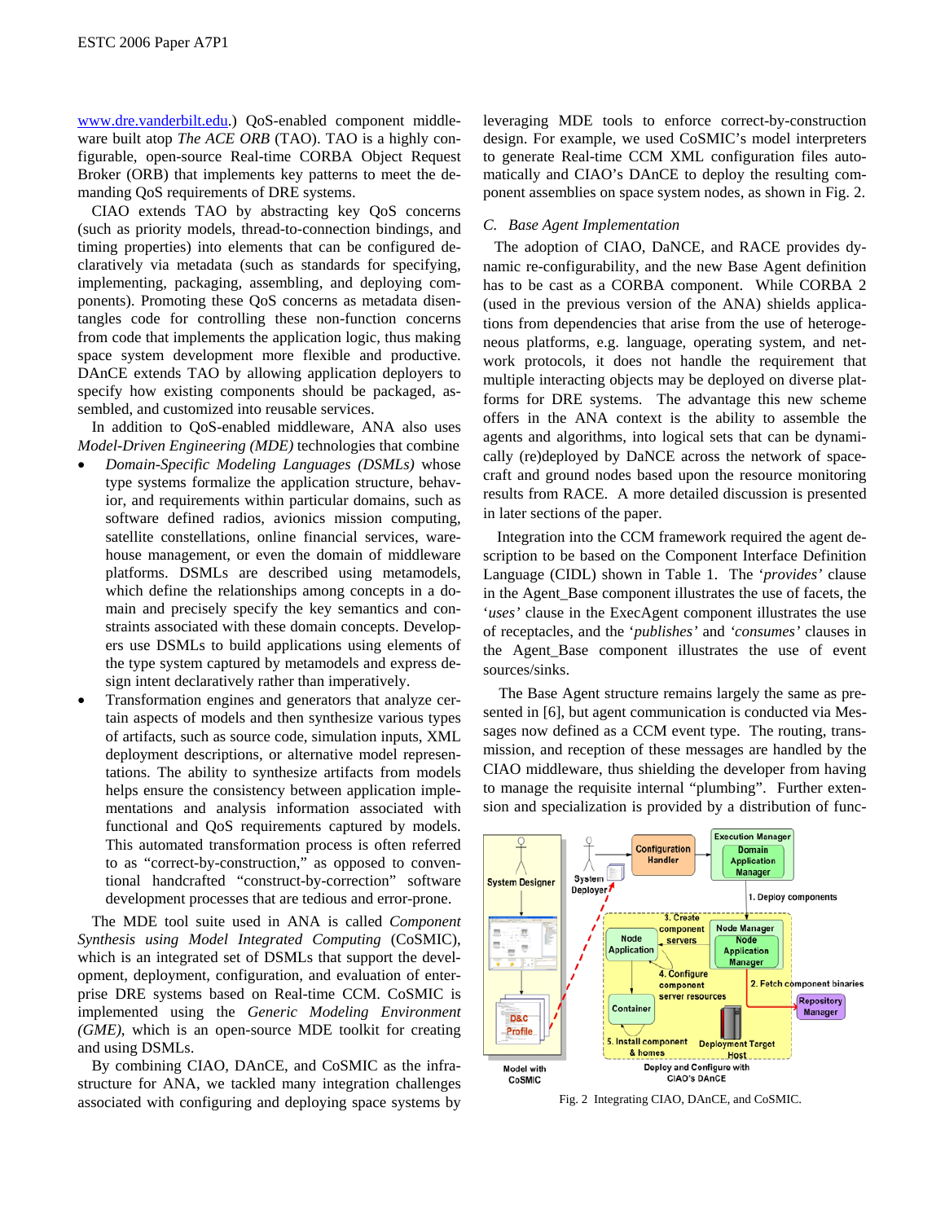www.dre.vanderbilt.edu.) QoS-enabled component middleware built atop *The ACE ORB* (TAO). TAO is a highly configurable, open-source Real-time CORBA Object Request Broker (ORB) that implements key patterns to meet the demanding QoS requirements of DRE systems.

CIAO extends TAO by abstracting key QoS concerns (such as priority models, thread-to-connection bindings, and timing properties) into elements that can be configured declaratively via metadata (such as standards for specifying, implementing, packaging, assembling, and deploying components). Promoting these QoS concerns as metadata disentangles code for controlling these non-function concerns from code that implements the application logic, thus making space system development more flexible and productive. DAnCE extends TAO by allowing application deployers to specify how existing components should be packaged, assembled, and customized into reusable services.

In addition to QoS-enabled middleware, ANA also uses *Model-Driven Engineering (MDE)* technologies that combine

- *Domain-Specific Modeling Languages (DSMLs)* whose type systems formalize the application structure, behavior, and requirements within particular domains, such as software defined radios, avionics mission computing, satellite constellations, online financial services, warehouse management, or even the domain of middleware platforms. DSMLs are described using metamodels, which define the relationships among concepts in a domain and precisely specify the key semantics and constraints associated with these domain concepts. Developers use DSMLs to build applications using elements of the type system captured by metamodels and express design intent declaratively rather than imperatively.
- Transformation engines and generators that analyze certain aspects of models and then synthesize various types of artifacts, such as source code, simulation inputs, XML deployment descriptions, or alternative model representations. The ability to synthesize artifacts from models helps ensure the consistency between application implementations and analysis information associated with functional and QoS requirements captured by models. This automated transformation process is often referred to as “correct-by-construction,” as opposed to conventional handcrafted “construct-by-correction” software development processes that are tedious and error-prone.

The MDE tool suite used in ANA is called *Component Synthesis using Model Integrated Computing* (CoSMIC), which is an integrated set of DSMLs that support the development, deployment, configuration, and evaluation of enterprise DRE systems based on Real-time CCM. CoSMIC is implemented using the *Generic Modeling Environment (GME)*, which is an open-source MDE toolkit for creating and using DSMLs.

By combining CIAO, DAnCE, and CoSMIC as the infrastructure for ANA, we tackled many integration challenges associated with configuring and deploying space systems by leveraging MDE tools to enforce correct-by-construction design. For example, we used CoSMIC’s model interpreters to generate Real-time CCM XML configuration files automatically and CIAO’s DAnCE to deploy the resulting component assemblies on space system nodes, as shown in Fig. 2.

### C. Base Agent Implementation

The adoption of CIAO, DaNCE, and RACE provides dynamic re-configurability, and the new Base Agent definition has to be cast as a CORBA component. While CORBA 2 (used in the previous version of the ANA) shields applications from dependencies that arise from the use of heterogeneous platforms, e.g. language, operating system, and network protocols, it does not handle the requirement that multiple interacting objects may be deployed on diverse platforms for DRE systems. The advantage this new scheme offers in the ANA context is the ability to assemble the agents and algorithms, into logical sets that can be dynamically (re)deployed by DaNCE across the network of spacecraft and ground nodes based upon the resource monitoring results from RACE. A more detailed discussion is presented in later sections of the paper.

Integration into the CCM framework required the agent description to be based on the Component Interface Definition Language (CIDL) shown in Table 1. The ‘*provides’* clause in the Agent_Base component illustrates the use of facets, the ‘*uses’* clause in the ExecAgent component illustrates the use of receptacles, and the ‘*publishes’* and ‘*consumes’* clauses in the Agent_Base component illustrates the use of event sources/sinks.

The Base Agent structure remains largely the same as presented in [6], but agent communication is conducted via Messages now defined as a CCM event type. The routing, transmission, and reception of these messages are handled by the CIAO middleware, thus shielding the developer from having to manage the requisite internal “plumbing”. Further extension and specialization is provided by a distribution of func-

Fig. 2 Integrating CIAO, DAnCE, and CoSMIC.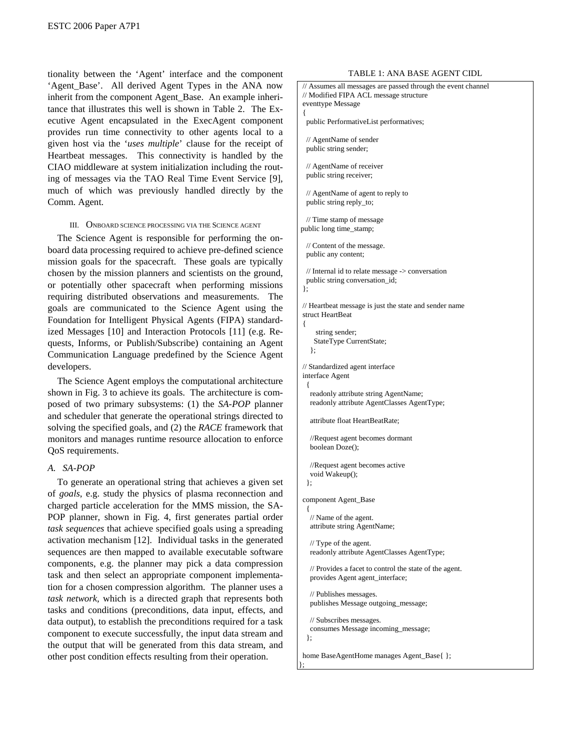tionality between the 'Agent' interface and the component 'Agent_Base'. All derived Agent Types in the ANA now inherit from the component Agent_Base. An example inheritance that illustrates this well is shown in Table 2. The Executive Agent encapsulated in the ExecAgent component provides run time connectivity to other agents local to a given host via the '*uses multiple*' clause for the receipt of Heartbeat messages. This connectivity is handled by the CIAO middleware at system initialization including the routing of messages via the TAO Real Time Event Service [9], much of which was previously handled directly by the Comm. Agent.

### III. Onboard science processing via the Science agent

The Science Agent is responsible for performing the onboard data processing required to achieve pre-defined science mission goals for the spacecraft. These goals are typically chosen by the mission planners and scientists on the ground, or potentially other spacecraft when performing missions requiring distributed observations and measurements. The goals are communicated to the Science Agent using the Foundation for Intelligent Physical Agents (FIPA) standardized Messages [10] and Interaction Protocols [11] (e.g. Requests, Informs, or Publish/Subscribe) containing an Agent Communication Language predefined by the Science Agent developers.

The Science Agent employs the computational architecture shown in Fig. 3 to achieve its goals. The architecture is composed of two primary subsystems: (1) the *SA-POP* planner and scheduler that generate the operational strings directed to solving the specified goals, and (2) the *RACE* framework that monitors and manages runtime resource allocation to enforce QoS requirements.

#### A. SA-POP

To generate an operational string that achieves a given set of *goals*, e.g. study the physics of plasma reconnection and charged particle acceleration for the MMS mission, the SA-POP planner, shown in Fig. 4, first generates partial order *task sequences* that achieve specified goals using a spreading activation mechanism [12]. Individual tasks in the generated sequences are then mapped to available executable software components, e.g. the planner may pick a data compression task and then select an appropriate component implementation for a chosen compression algorithm. The planner uses a *task network*, which is a directed graph that represents both tasks and conditions (preconditions, data input, effects, and data output), to establish the preconditions required for a task component to execute successfully, the input data stream and the output that will be generated from this data stream, and other post condition effects resulting from their operation.

TABLE 1: ANA BASE AGENT CIDL

```
// Assumes all messages are passed through the event channel
// Modified FIPA ACL message structure
eventtype Message
{
  public PerformativeList performatives;

  // AgentName of sender
  public string sender;

  // AgentName of receiver
  public string receiver;

  // AgentName of agent to reply to
  public string reply_to;

  // Time stamp of message
public long time_stamp;

  // Content of the message.
  public any content;

  // Internal id to relate message -> conversation
  public string conversation_id;
};

// Heartbeat message is just the state and sender name
struct HeartBeat
{
     string sender;
    StateType CurrentState;
   };

// Standardized agent interface
interface Agent
  {
   readonly attribute string AgentName;
   readonly attribute AgentClasses AgentType;

   attribute float HeartBeatRate;

   //Request agent becomes dormant
   boolean Doze();

   //Request agent becomes active
   void Wakeup();
  };

component Agent_Base
  {
   // Name of the agent.
   attribute string AgentName;

   // Type of the agent.
   readonly attribute AgentClasses AgentType;

   // Provides a facet to control the state of the agent.
   provides Agent agent_interface;

   // Publishes messages.
   publishes Message outgoing_message;

   // Subscribes messages.
   consumes Message incoming_message;
  };

home BaseAgentHome manages Agent_Base{ };
};
```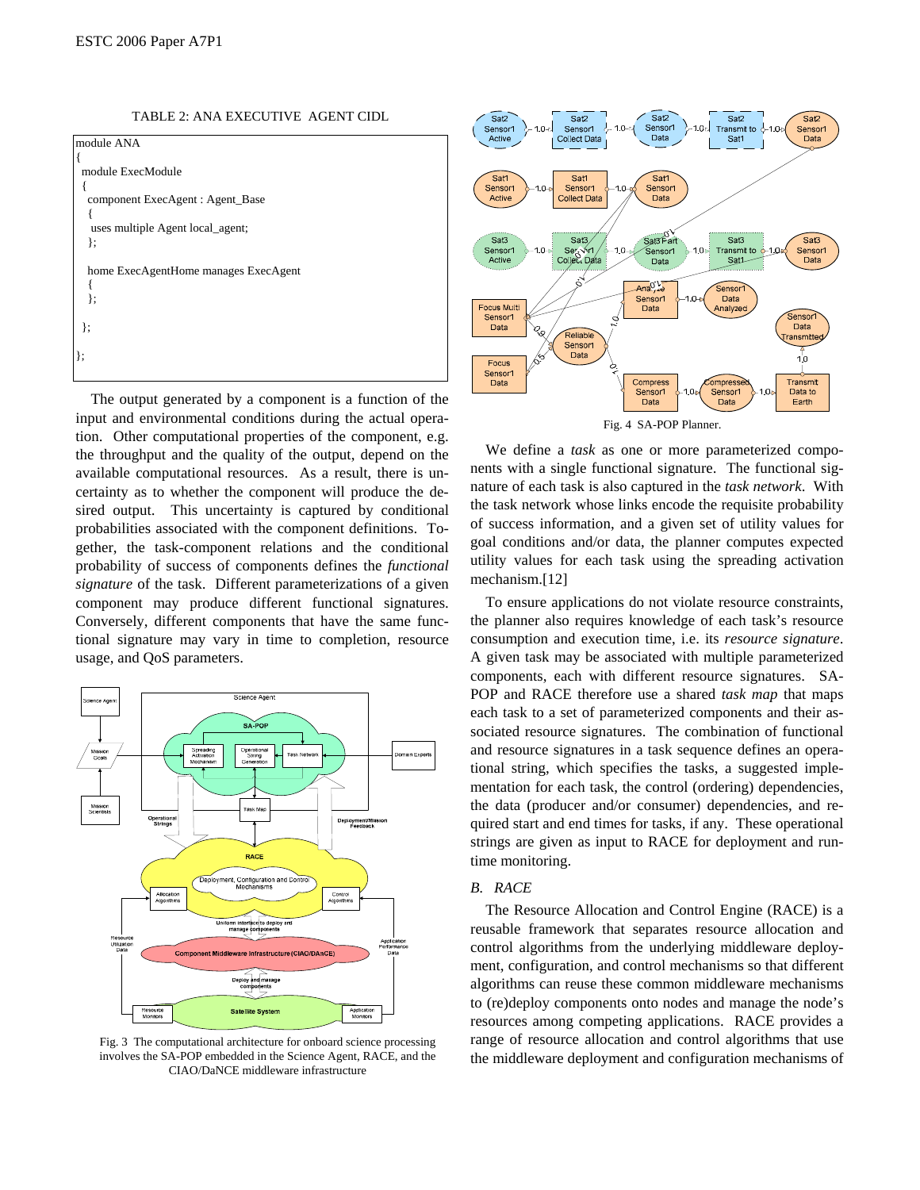TABLE 2: ANA EXECUTIVE AGENT CIDL

```
module ANA
{
  module ExecModule
  {
   component ExecAgent : Agent_Base
   {
    uses multiple Agent local_agent;
   };

   home ExecAgentHome manages ExecAgent
   {
   };

  };

};
```

The output generated by a component is a function of the input and environmental conditions during the actual operation. Other computational properties of the component, e.g. the throughput and the quality of the output, depend on the available computational resources. As a result, there is uncertainty as to whether the component will produce the desired output. This uncertainty is captured by conditional probabilities associated with the component definitions. Together, the task-component relations and the conditional probability of success of components defines the *functional signature* of the task. Different parameterizations of a given component may produce different functional signatures. Conversely, different components that have the same functional signature may vary in time to completion, resource usage, and QoS parameters.

Fig. 3 The computational architecture for onboard science processing involves the SA-POP embedded in the Science Agent, RACE, and the CIAO/DaNCE middleware infrastructure

Fig. 4 SA-POP Planner.

We define a *task* as one or more parameterized components with a single functional signature. The functional signature of each task is also captured in the *task network*. With the task network whose links encode the requisite probability of success information, and a given set of utility values for goal conditions and/or data, the planner computes expected utility values for each task using the spreading activation mechanism.[12]

To ensure applications do not violate resource constraints, the planner also requires knowledge of each task's resource consumption and execution time, i.e. its *resource signature*. A given task may be associated with multiple parameterized components, each with different resource signatures. SA-POP and RACE therefore use a shared *task map* that maps each task to a set of parameterized components and their associated resource signatures. The combination of functional and resource signatures in a task sequence defines an operational string, which specifies the tasks, a suggested implementation for each task, the control (ordering) dependencies, the data (producer and/or consumer) dependencies, and required start and end times for tasks, if any. These operational strings are given as input to RACE for deployment and runtime monitoring.

### B. RACE

The Resource Allocation and Control Engine (RACE) is a reusable framework that separates resource allocation and control algorithms from the underlying middleware deployment, configuration, and control mechanisms so that different algorithms can reuse these common middleware mechanisms to (re)deploy components onto nodes and manage the node's resources among competing applications. RACE provides a range of resource allocation and control algorithms that use the middleware deployment and configuration mechanisms of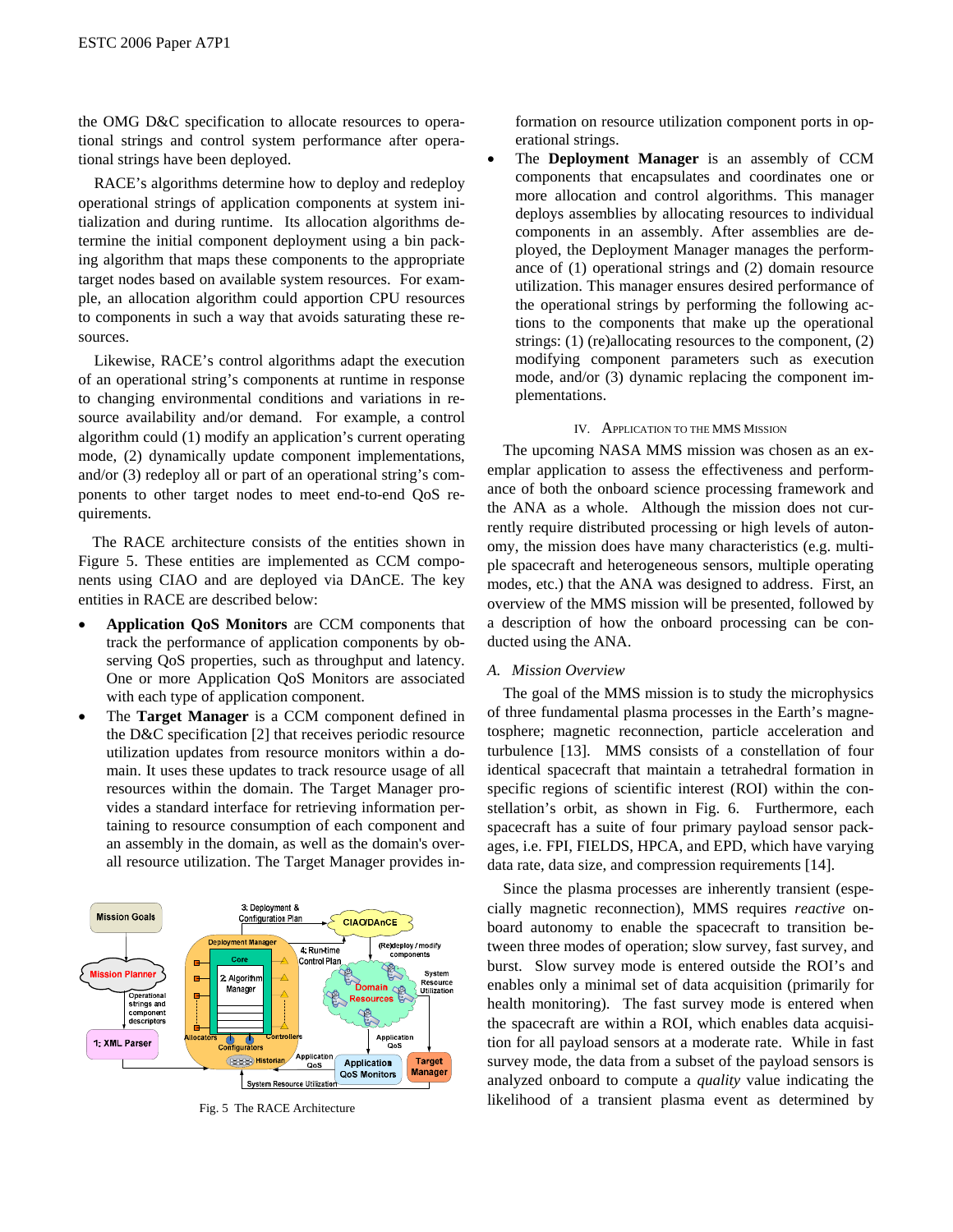the OMG D&C specification to allocate resources to operational strings and control system performance after operational strings have been deployed.

RACE's algorithms determine how to deploy and redeploy operational strings of application components at system initialization and during runtime. Its allocation algorithms determine the initial component deployment using a bin packing algorithm that maps these components to the appropriate target nodes based on available system resources. For example, an allocation algorithm could apportion CPU resources to components in such a way that avoids saturating these resources.

Likewise, RACE's control algorithms adapt the execution of an operational string's components at runtime in response to changing environmental conditions and variations in resource availability and/or demand. For example, a control algorithm could (1) modify an application's current operating mode, (2) dynamically update component implementations, and/or (3) redeploy all or part of an operational string's components to other target nodes to meet end-to-end QoS requirements.

The RACE architecture consists of the entities shown in Figure 5. These entities are implemented as CCM components using CIAO and are deployed via DAnCE. The key entities in RACE are described below:

- **Application QoS Monitors** are CCM components that track the performance of application components by observing QoS properties, such as throughput and latency. One or more Application QoS Monitors are associated with each type of application component.
- The **Target Manager** is a CCM component defined in the D&C specification [2] that receives periodic resource utilization updates from resource monitors within a domain. It uses these updates to track resource usage of all resources within the domain. The Target Manager provides a standard interface for retrieving information pertaining to resource consumption of each component and an assembly in the domain, as well as the domain's overall resource utilization. The Target Manager provides information on resource utilization component ports in operational strings.
- The **Deployment Manager** is an assembly of CCM components that encapsulates and coordinates one or more allocation and control algorithms. This manager deploys assemblies by allocating resources to individual components in an assembly. After assemblies are deployed, the Deployment Manager manages the performance of (1) operational strings and (2) domain resource utilization. This manager ensures desired performance of the operational strings by performing the following actions to the components that make up the operational strings: (1) (re)allocating resources to the component, (2) modifying component parameters such as execution mode, and/or (3) dynamic replacing the component implementations.

Fig. 5 The RACE Architecture

## IV. Application to the MMS Mission

The upcoming NASA MMS mission was chosen as an exemplar application to assess the effectiveness and performance of both the onboard science processing framework and the ANA as a whole. Although the mission does not currently require distributed processing or high levels of autonomy, the mission does have many characteristics (e.g. multiple spacecraft and heterogeneous sensors, multiple operating modes, etc.) that the ANA was designed to address. First, an overview of the MMS mission will be presented, followed by a description of how the onboard processing can be conducted using the ANA.

### A. Mission Overview

The goal of the MMS mission is to study the microphysics of three fundamental plasma processes in the Earth's magnetosphere; magnetic reconnection, particle acceleration and turbulence [13]. MMS consists of a constellation of four identical spacecraft that maintain a tetrahedral formation in specific regions of scientific interest (ROI) within the constellation's orbit, as shown in Fig. 6. Furthermore, each spacecraft has a suite of four primary payload sensor packages, i.e. FPI, FIELDS, HPCA, and EPD, which have varying data rate, data size, and compression requirements [14].

Since the plasma processes are inherently transient (especially magnetic reconnection), MMS requires *reactive* onboard autonomy to enable the spacecraft to transition between three modes of operation; slow survey, fast survey, and burst. Slow survey mode is entered outside the ROI's and enables only a minimal set of data acquisition (primarily for health monitoring). The fast survey mode is entered when the spacecraft are within a ROI, which enables data acquisition for all payload sensors at a moderate rate. While in fast survey mode, the data from a subset of the payload sensors is analyzed onboard to compute a *quality* value indicating the likelihood of a transient plasma event as determined by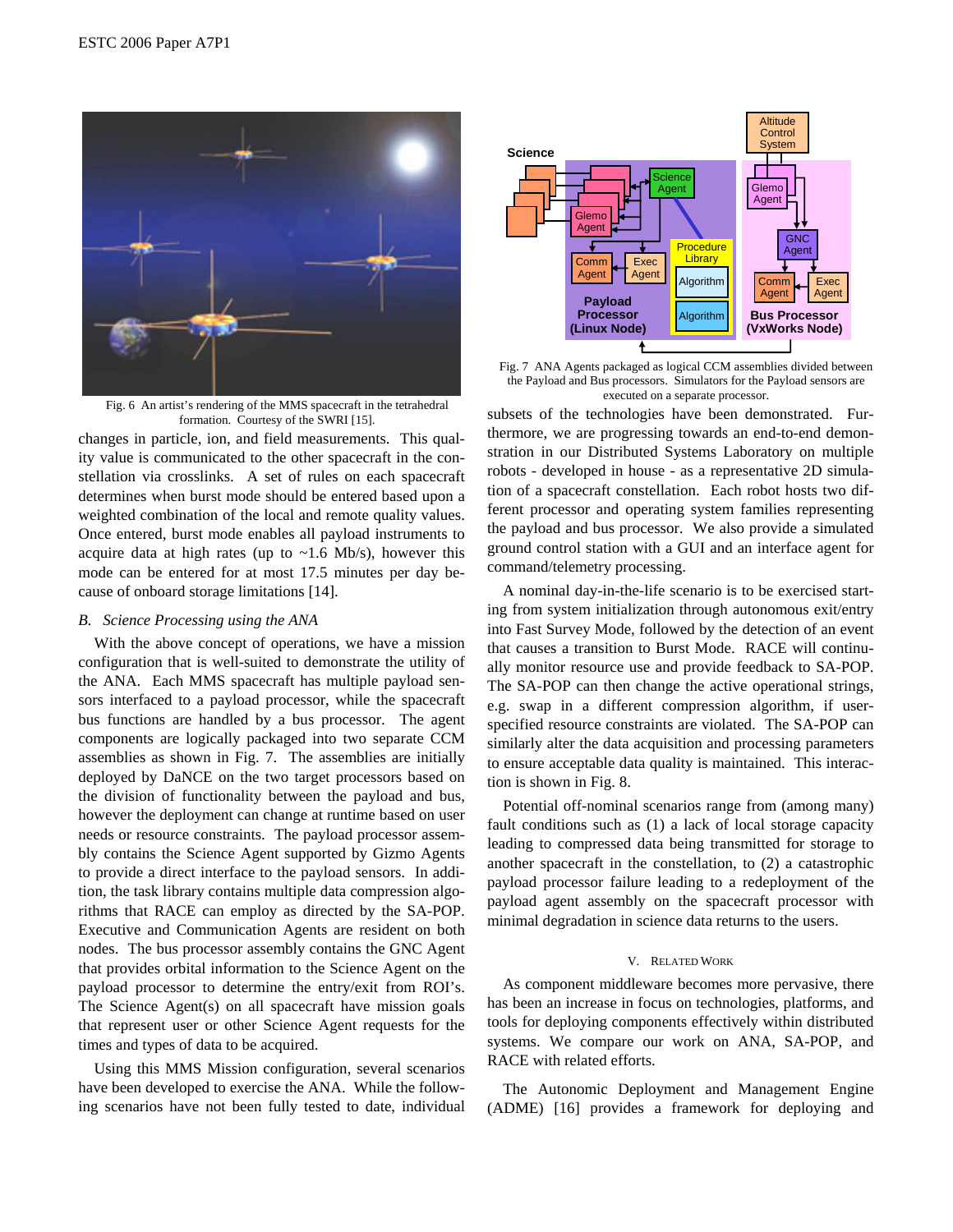Fig. 6 An artist's rendering of the MMS spacecraft in the tetrahedral formation. Courtesy of the SWRI [15].

changes in particle, ion, and field measurements. This quality value is communicated to the other spacecraft in the constellation via crosslinks. A set of rules on each spacecraft determines when burst mode should be entered based upon a weighted combination of the local and remote quality values. Once entered, burst mode enables all payload instruments to acquire data at high rates (up to ~1.6 Mb/s), however this mode can be entered for at most 17.5 minutes per day because of onboard storage limitations [14].

### B. *Science Processing using the ANA*

With the above concept of operations, we have a mission configuration that is well-suited to demonstrate the utility of the ANA. Each MMS spacecraft has multiple payload sensors interfaced to a payload processor, while the spacecraft bus functions are handled by a bus processor. The agent components are logically packaged into two separate CCM assemblies as shown in Fig. 7. The assemblies are initially deployed by DaNCE on the two target processors based on the division of functionality between the payload and bus, however the deployment can change at runtime based on user needs or resource constraints. The payload processor assembly contains the Science Agent supported by Gizmo Agents to provide a direct interface to the payload sensors. In addition, the task library contains multiple data compression algorithms that RACE can employ as directed by the SA-POP. Executive and Communication Agents are resident on both nodes. The bus processor assembly contains the GNC Agent that provides orbital information to the Science Agent on the payload processor to determine the entry/exit from ROI's. The Science Agent(s) on all spacecraft have mission goals that represent user or other Science Agent requests for the times and types of data to be acquired.

Using this MMS Mission configuration, several scenarios have been developed to exercise the ANA. While the following scenarios have not been fully tested to date, individual subsets of the technologies have been demonstrated. Furthermore, we are progressing towards an end-to-end demonstration in our Distributed Systems Laboratory on multiple robots - developed in house - as a representative 2D simulation of a spacecraft constellation. Each robot hosts two different processor and operating system families representing the payload and bus processor. We also provide a simulated ground control station with a GUI and an interface agent for command/telemetry processing.

Fig. 7 ANA Agents packaged as logical CCM assemblies divided between the Payload and Bus processors. Simulators for the Payload sensors are executed on a separate processor.

A nominal day-in-the-life scenario is to be exercised starting from system initialization through autonomous exit/entry into Fast Survey Mode, followed by the detection of an event that causes a transition to Burst Mode. RACE will continually monitor resource use and provide feedback to SA-POP. The SA-POP can then change the active operational strings, e.g. swap in a different compression algorithm, if user-specified resource constraints are violated. The SA-POP can similarly alter the data acquisition and processing parameters to ensure acceptable data quality is maintained. This interaction is shown in Fig. 8.

Potential off-nominal scenarios range from (among many) fault conditions such as (1) a lack of local storage capacity leading to compressed data being transmitted for storage to another spacecraft in the constellation, to (2) a catastrophic payload processor failure leading to a redeployment of the payload agent assembly on the spacecraft processor with minimal degradation in science data returns to the users.

## V. Related Work

As component middleware becomes more pervasive, there has been an increase in focus on technologies, platforms, and tools for deploying components effectively within distributed systems. We compare our work on ANA, SA-POP, and RACE with related efforts.

The Autonomic Deployment and Management Engine (ADME) [16] provides a framework for deploying and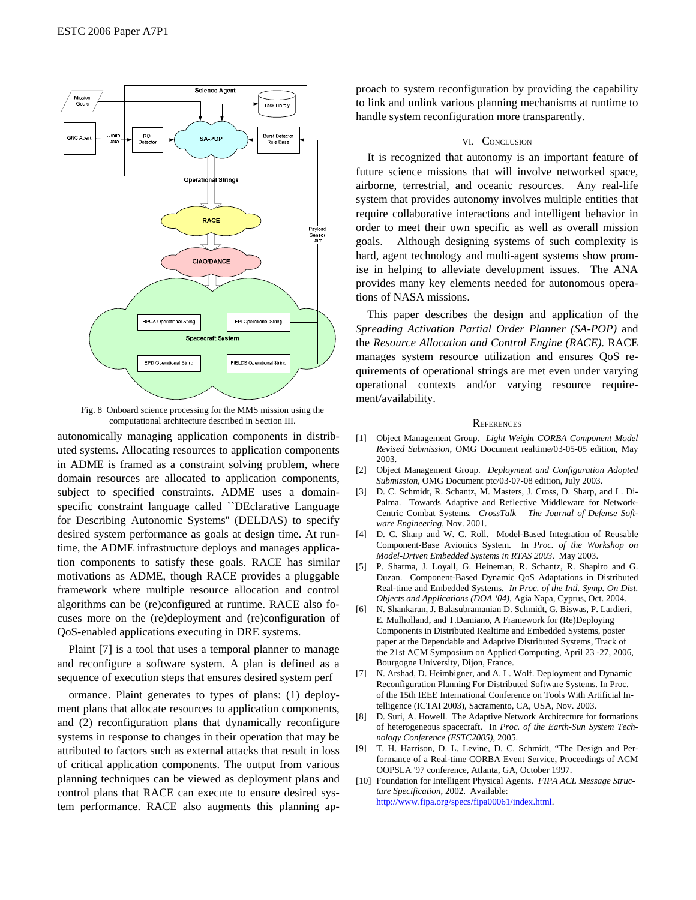Fig. 8 Onboard science processing for the MMS mission using the computational architecture described in Section III.

autonomically managing application components in distributed systems. Allocating resources to application components in ADME is framed as a constraint solving problem, where domain resources are allocated to application components, subject to specified constraints. ADME uses a domain-specific constraint language called ``DEclarative Language for Describing Autonomic Systems'' (DELDAS) to specify desired system performance as goals at design time. At runtime, the ADME infrastructure deploys and manages application components to satisfy these goals. RACE has similar motivations as ADME, though RACE provides a pluggable framework where multiple resource allocation and control algorithms can be (re)configured at runtime. RACE also focuses more on the (re)deployment and (re)configuration of QoS-enabled applications executing in DRE systems.

Plaint [7] is a tool that uses a temporal planner to manage and reconfigure a software system. A plan is defined as a sequence of execution steps that ensures desired system perf

ormance. Plaint generates to types of plans: (1) deployment plans that allocate resources to application components, and (2) reconfiguration plans that dynamically reconfigure systems in response to changes in their operation that may be attributed to factors such as external attacks that result in loss of critical application components. The output from various planning techniques can be viewed as deployment plans and control plans that RACE can execute to ensure desired system performance. RACE also augments this planning approach to system reconfiguration by providing the capability to link and unlink various planning mechanisms at runtime to handle system reconfiguration more transparently.

## VI. Conclusion

It is recognized that autonomy is an important feature of future science missions that will involve networked space, airborne, terrestrial, and oceanic resources. Any real-life system that provides autonomy involves multiple entities that require collaborative interactions and intelligent behavior in order to meet their own specific as well as overall mission goals. Although designing systems of such complexity is hard, agent technology and multi-agent systems show promise in helping to alleviate development issues. The ANA provides many key elements needed for autonomous operations of NASA missions.

This paper describes the design and application of the *Spreading Activation Partial Order Planner (SA-POP)* and the *Resource Allocation and Control Engine (RACE)*. RACE manages system resource utilization and ensures QoS requirements of operational strings are met even under varying operational contexts and/or varying resource requirement/availability.

## References

[1] Object Management Group. *Light Weight CORBA Component Model Revised Submission*, OMG Document realtime/03-05-05 edition, May 2003.

[2] Object Management Group. *Deployment and Configuration Adopted Submission*, OMG Document ptc/03-07-08 edition, July 2003.

[3] D. C. Schmidt, R. Schantz, M. Masters, J. Cross, D. Sharp, and L. DiPalma. Towards Adaptive and Reflective Middleware for Network-Centric Combat Systems. *CrossTalk – The Journal of Defense Software Engineering*, Nov. 2001.

[4] D. C. Sharp and W. C. Roll. Model-Based Integration of Reusable Component-Base Avionics System. In *Proc. of the Workshop on Model-Driven Embedded Systems in RTAS 2003*. May 2003.

[5] P. Sharma, J. Loyall, G. Heineman, R. Schantz, R. Shapiro and G. Duzan. Component-Based Dynamic QoS Adaptations in Distributed Real-time and Embedded Systems. *In Proc. of the Intl. Symp. On Dist. Objects and Applications (DOA '04)*, Agia Napa, Cyprus, Oct. 2004.

[6] N. Shankaran, J. Balasubramanian D. Schmidt, G. Biswas, P. Lardieri, E. Mulholland, and T.Damiano, A Framework for (Re)Deploying Components in Distributed Realtime and Embedded Systems, poster paper at the Dependable and Adaptive Distributed Systems, Track of the 21st ACM Symposium on Applied Computing, April 23 -27, 2006, Bourgogne University, Dijon, France.

[7] N. Arshad, D. Heimbigner, and A. L. Wolf. Deployment and Dynamic Reconfiguration Planning For Distributed Software Systems. In Proc. of the 15th IEEE International Conference on Tools With Artificial Intelligence (ICTAI 2003), Sacramento, CA, USA, Nov. 2003.

[8] D. Suri, A. Howell. The Adaptive Network Architecture for formations of heterogeneous spacecraft. In *Proc. of the Earth-Sun System Technology Conference (ESTC2005)*, 2005.

[9] T. H. Harrison, D. L. Levine, D. C. Schmidt, "The Design and Performance of a Real-time CORBA Event Service, Proceedings of ACM OOPSLA '97 conference, Atlanta, GA, October 1997.

[10] Foundation for Intelligent Physical Agents. *FIPA ACL Message Structure Specification*, 2002. Available: http://www.fipa.org/specs/fipa00061/index.html.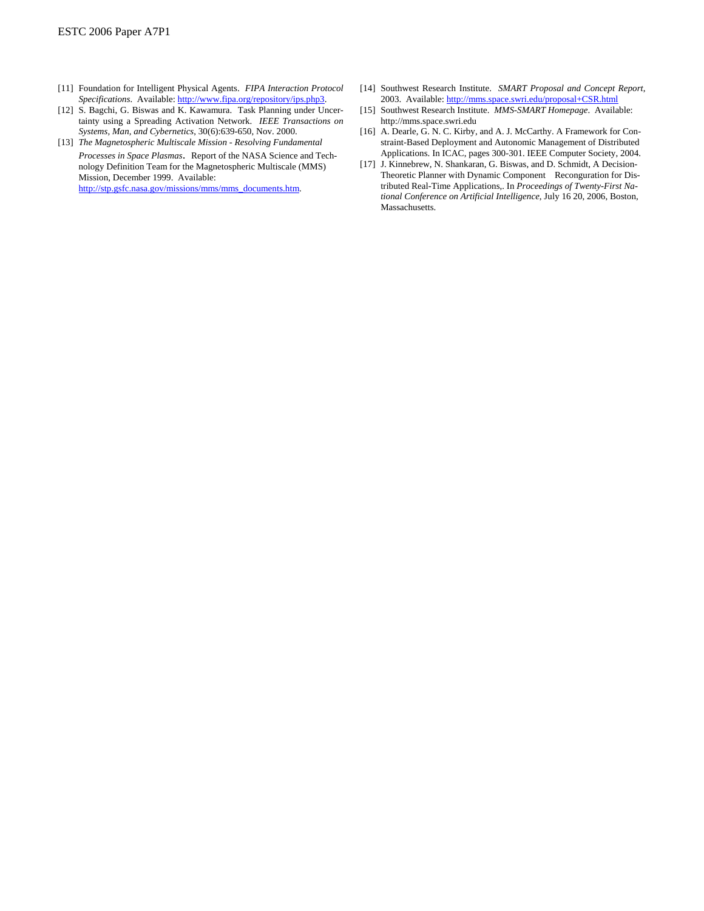[11] Foundation for Intelligent Physical Agents. *FIPA Interaction Protocol Specifications*. Available: http://www.fipa.org/repository/ips.php3.

[12] S. Bagchi, G. Biswas and K. Kawamura. Task Planning under Uncertainty using a Spreading Activation Network. *IEEE Transactions on Systems, Man, and Cybernetics*, 30(6):639-650, Nov. 2000.

[13] *The Magnetospheric Multiscale Mission - Resolving Fundamental Processes in Space Plasmas*. Report of the NASA Science and Technology Definition Team for the Magnetospheric Multiscale (MMS) Mission, December 1999. Available: http://stp.gsfc.nasa.gov/missions/mms/mms_documents.htm.

[14] Southwest Research Institute. *SMART Proposal and Concept Report*, 2003. Available: http://mms.space.swri.edu/proposal+CSR.html

[15] Southwest Research Institute. *MMS-SMART Homepage*. Available: http://mms.space.swri.edu

[16] A. Dearle, G. N. C. Kirby, and A. J. McCarthy. A Framework for Constraint-Based Deployment and Autonomic Management of Distributed Applications. In ICAC, pages 300-301. IEEE Computer Society, 2004.

[17] J. Kinnebrew, N. Shankaran, G. Biswas, and D. Schmidt, A Decision-Theoretic Planner with Dynamic Component Reconguration for Distributed Real-Time Applications,. In *Proceedings of Twenty-First National Conference on Artificial Intelligence*, July 16 20, 2006, Boston, Massachusetts.